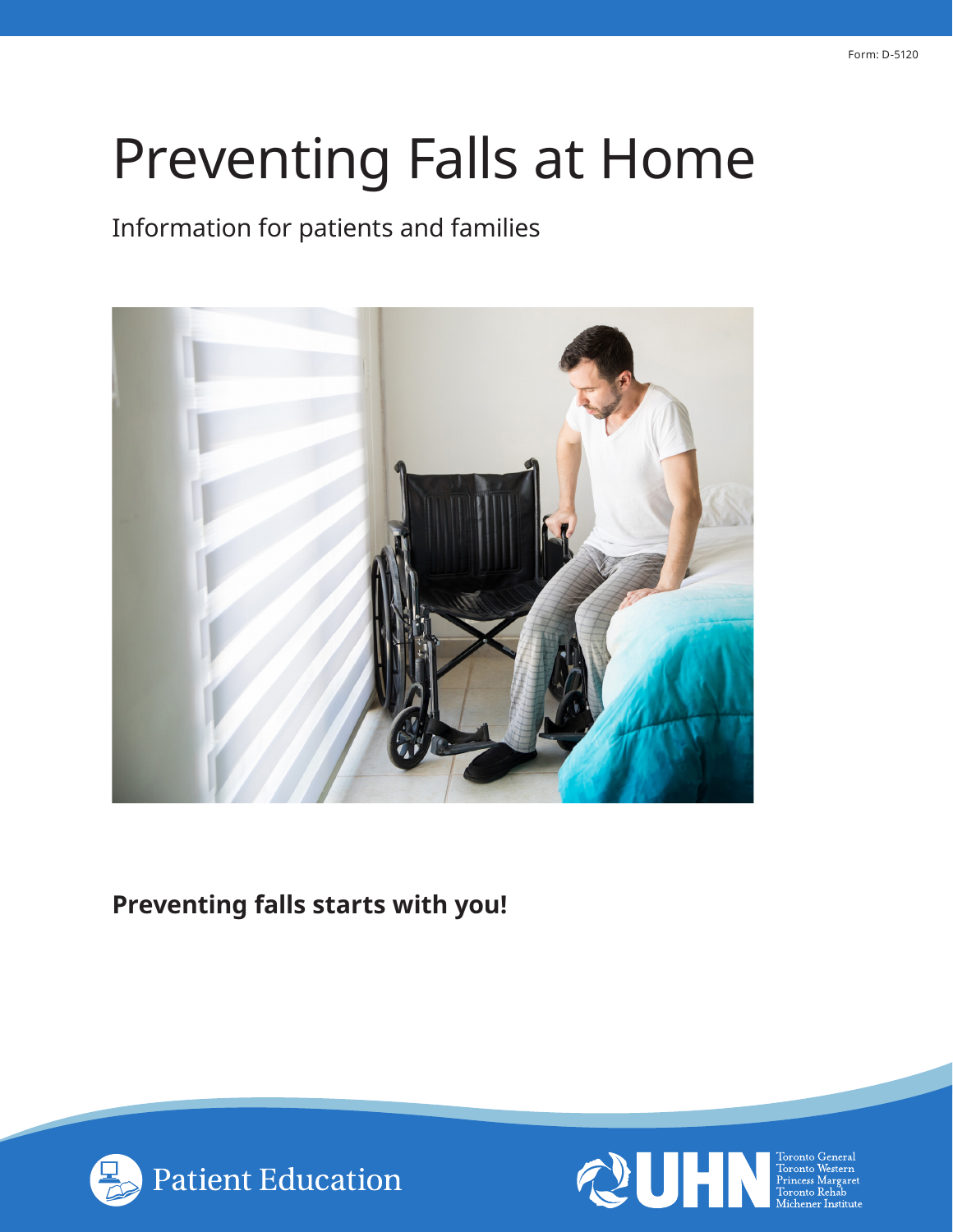Form: D-5120

# Preventing Falls at Home

Information for patients and families

**Preventing falls starts with you!**

Patient Education

UHN Toronto General Toronto Western Princess Margaret Toronto Rehab Michener Institute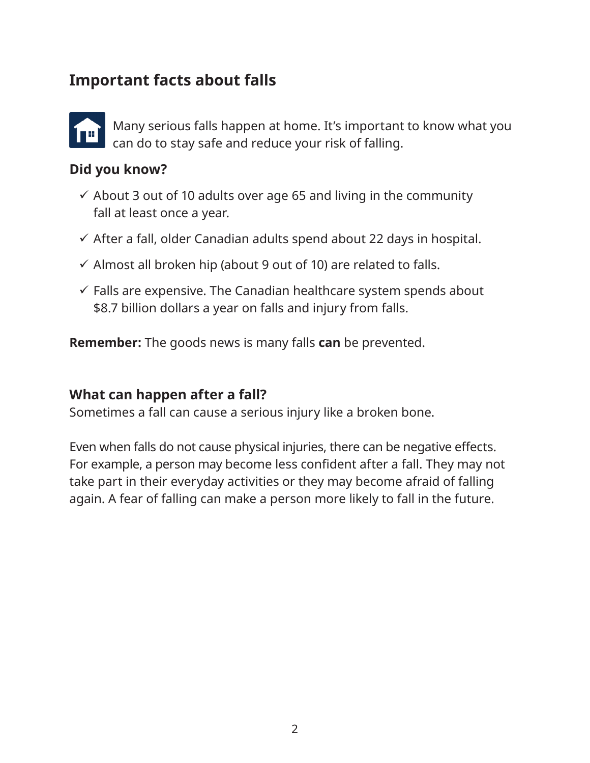## Important facts about falls

Many serious falls happen at home. It's important to know what you can do to stay safe and reduce your risk of falling.

### Did you know?

- ✓ About 3 out of 10 adults over age 65 and living in the community fall at least once a year.
- ✓ After a fall, older Canadian adults spend about 22 days in hospital.
- ✓ Almost all broken hip (about 9 out of 10) are related to falls.
- ✓ Falls are expensive. The Canadian healthcare system spends about $8.7 billion dollars a year on falls and injury from falls.

**Remember:** The goods news is many falls **can** be prevented.

### What can happen after a fall?

Sometimes a fall can cause a serious injury like a broken bone.

Even when falls do not cause physical injuries, there can be negative effects. For example, a person may become less confident after a fall. They may not take part in their everyday activities or they may become afraid of falling again. A fear of falling can make a person more likely to fall in the future.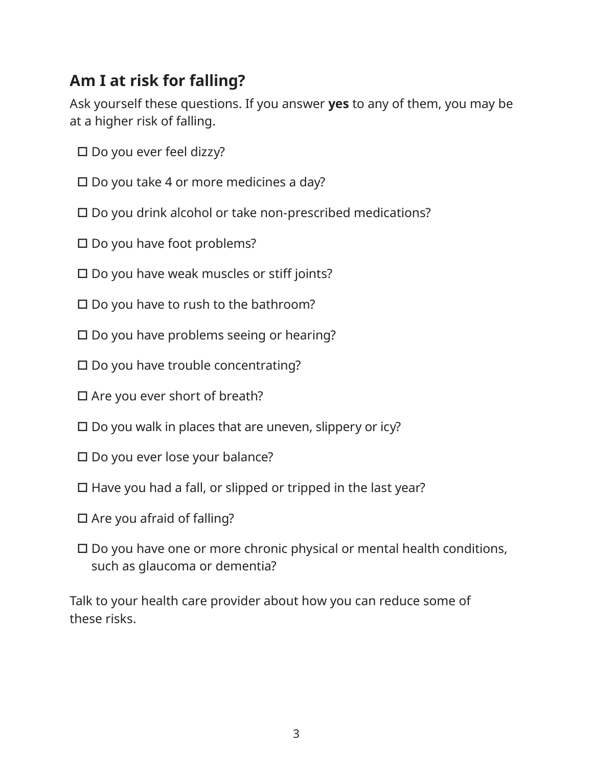## Am I at risk for falling?

Ask yourself these questions. If you answer **yes** to any of them, you may be at a higher risk of falling.

- ☐ Do you ever feel dizzy?
- ☐ Do you take 4 or more medicines a day?
- ☐ Do you drink alcohol or take non-prescribed medications?
- ☐ Do you have foot problems?
- ☐ Do you have weak muscles or stiff joints?
- ☐ Do you have to rush to the bathroom?
- ☐ Do you have problems seeing or hearing?
- ☐ Do you have trouble concentrating?
- ☐ Are you ever short of breath?
- ☐ Do you walk in places that are uneven, slippery or icy?
- ☐ Do you ever lose your balance?
- ☐ Have you had a fall, or slipped or tripped in the last year?
- ☐ Are you afraid of falling?
- ☐ Do you have one or more chronic physical or mental health conditions, such as glaucoma or dementia?

Talk to your health care provider about how you can reduce some of these risks.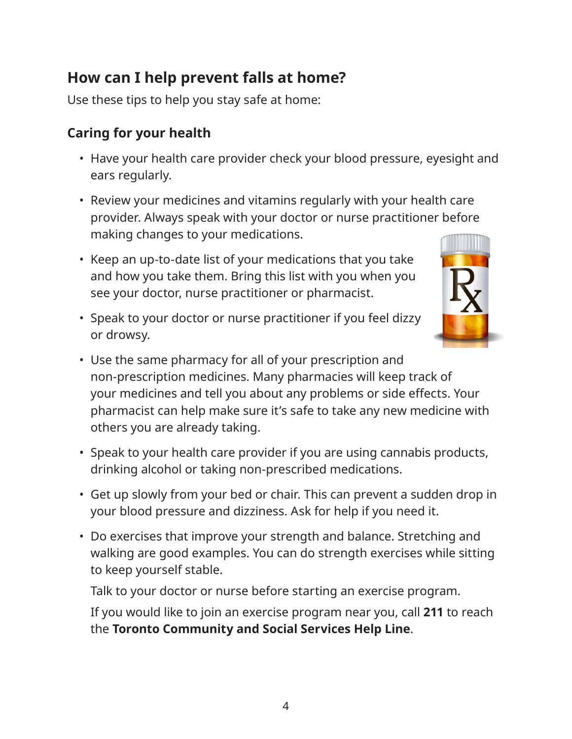## How can I help prevent falls at home?

Use these tips to help you stay safe at home:

### Caring for your health

- Have your health care provider check your blood pressure, eyesight and ears regularly.
- Review your medicines and vitamins regularly with your health care provider. Always speak with your doctor or nurse practitioner before making changes to your medications.
- Keep an up-to-date list of your medications that you take and how you take them. Bring this list with you when you see your doctor, nurse practitioner or pharmacist.
- Speak to your doctor or nurse practitioner if you feel dizzy or drowsy.
- Use the same pharmacy for all of your prescription and non-prescription medicines. Many pharmacies will keep track of your medicines and tell you about any problems or side effects. Your pharmacist can help make sure it's safe to take any new medicine with others you are already taking.
- Speak to your health care provider if you are using cannabis products, drinking alcohol or taking non-prescribed medications.
- Get up slowly from your bed or chair. This can prevent a sudden drop in your blood pressure and dizziness. Ask for help if you need it.
- Do exercises that improve your strength and balance. Stretching and walking are good examples. You can do strength exercises while sitting to keep yourself stable.

  Talk to your doctor or nurse before starting an exercise program.

  If you would like to join an exercise program near you, call **211** to reach the **Toronto Community and Social Services Help Line**.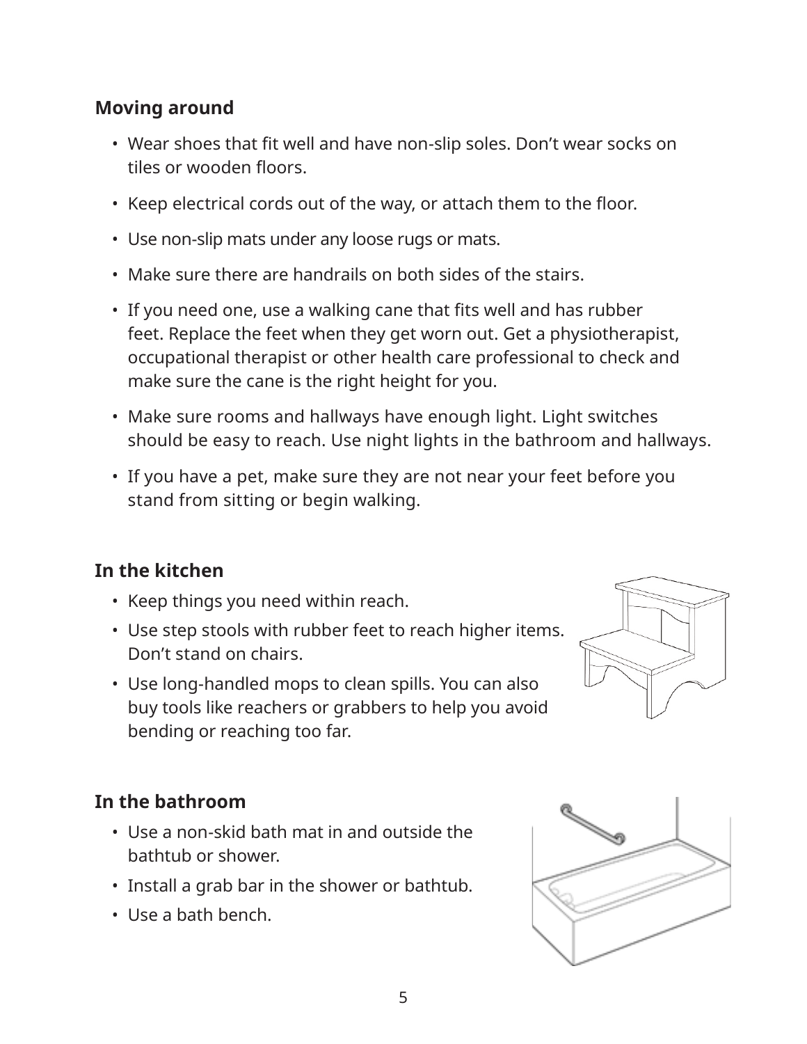## Moving around

- Wear shoes that fit well and have non-slip soles. Don't wear socks on tiles or wooden floors.
- Keep electrical cords out of the way, or attach them to the floor.
- Use non-slip mats under any loose rugs or mats.
- Make sure there are handrails on both sides of the stairs.
- If you need one, use a walking cane that fits well and has rubber feet. Replace the feet when they get worn out. Get a physiotherapist, occupational therapist or other health care professional to check and make sure the cane is the right height for you.
- Make sure rooms and hallways have enough light. Light switches should be easy to reach. Use night lights in the bathroom and hallways.
- If you have a pet, make sure they are not near your feet before you stand from sitting or begin walking.

## In the kitchen

- Keep things you need within reach.
- Use step stools with rubber feet to reach higher items. Don't stand on chairs.
- Use long-handled mops to clean spills. You can also buy tools like reachers or grabbers to help you avoid bending or reaching too far.

## In the bathroom

- Use a non-skid bath mat in and outside the bathtub or shower.
- Install a grab bar in the shower or bathtub.
- Use a bath bench.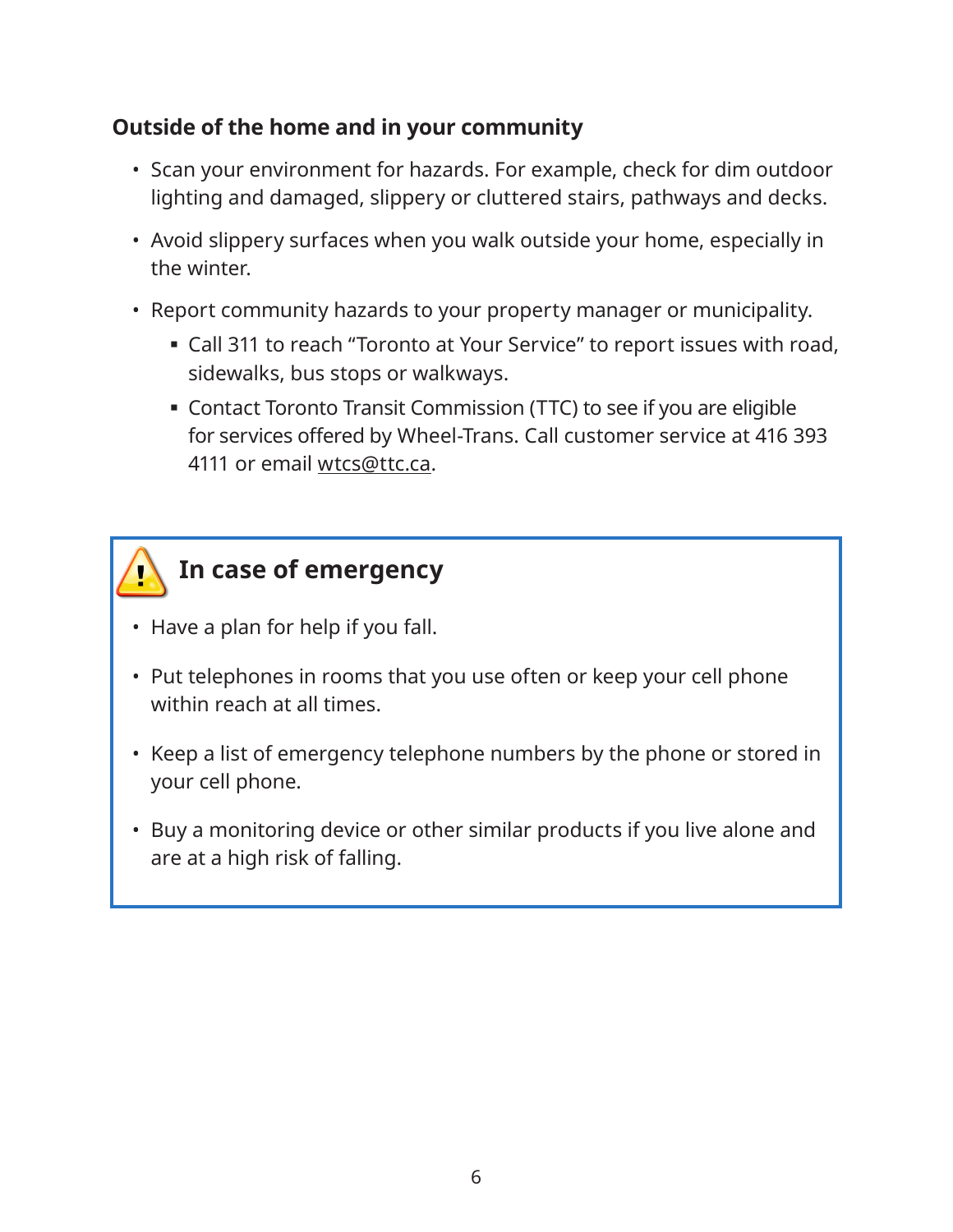### Outside of the home and in your community

- Scan your environment for hazards. For example, check for dim outdoor lighting and damaged, slippery or cluttered stairs, pathways and decks.
- Avoid slippery surfaces when you walk outside your home, especially in the winter.
- Report community hazards to your property manager or municipality.
  - Call 311 to reach "Toronto at Your Service" to report issues with road, sidewalks, bus stops or walkways.
  - Contact Toronto Transit Commission (TTC) to see if you are eligible for services offered by Wheel-Trans. Call customer service at 416 393 4111 or email wtcs@ttc.ca.

### In case of emergency

- Have a plan for help if you fall.
- Put telephones in rooms that you use often or keep your cell phone within reach at all times.
- Keep a list of emergency telephone numbers by the phone or stored in your cell phone.
- Buy a monitoring device or other similar products if you live alone and are at a high risk of falling.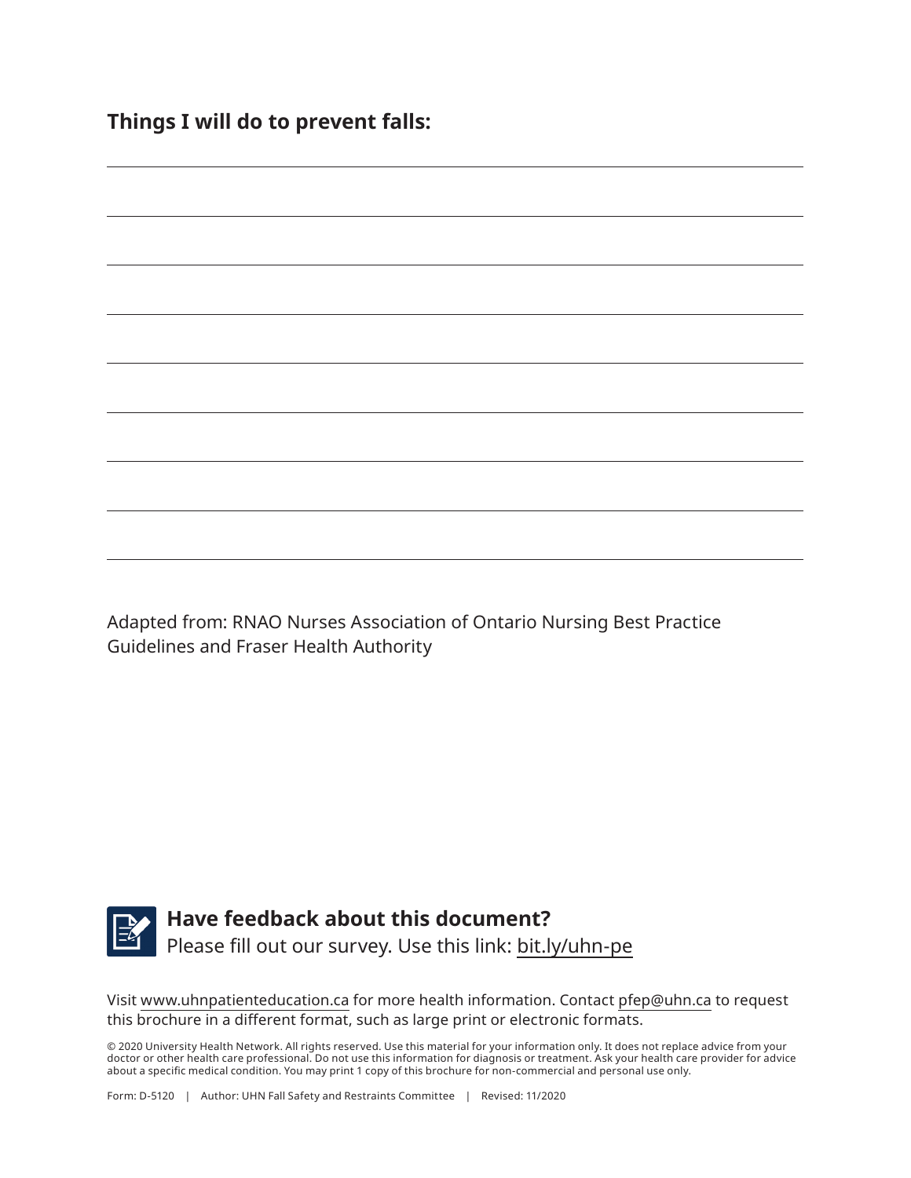**Things I will do to prevent falls:**

Adapted from: RNAO Nurses Association of Ontario Nursing Best Practice Guidelines and Fraser Health Authority

**Have feedback about this document?**

Please fill out our survey. Use this link: bit.ly/uhn-pe

Visit www.uhnpatienteducation.ca for more health information. Contact pfep@uhn.ca to request this brochure in a different format, such as large print or electronic formats.

© 2020 University Health Network. All rights reserved. Use this material for your information only. It does not replace advice from your doctor or other health care professional. Do not use this information for diagnosis or treatment. Ask your health care provider for advice about a specific medical condition. You may print 1 copy of this brochure for non-commercial and personal use only.

Form: D-5120 | Author: UHN Fall Safety and Restraints Committee | Revised: 11/2020